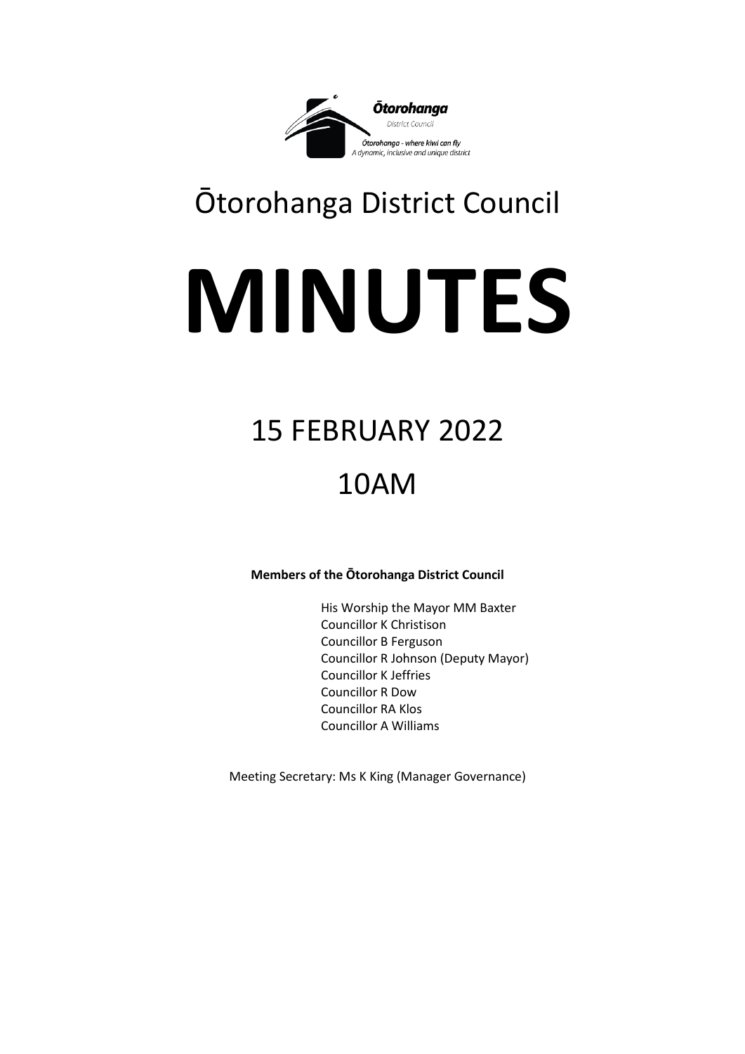Ōtorohanga District Council

Ōtorohanga - where kiwi can fly
A dynamic, inclusive and unique district

# Ōtorohanga District Council

# MINUTES

## 15 FEBRUARY 2022

## 10AM

**Members of the Ōtorohanga District Council**

His Worship the Mayor MM Baxter
Councillor K Christison
Councillor B Ferguson
Councillor R Johnson (Deputy Mayor)
Councillor K Jeffries
Councillor R Dow
Councillor RA Klos
Councillor A Williams

Meeting Secretary: Ms K King (Manager Governance)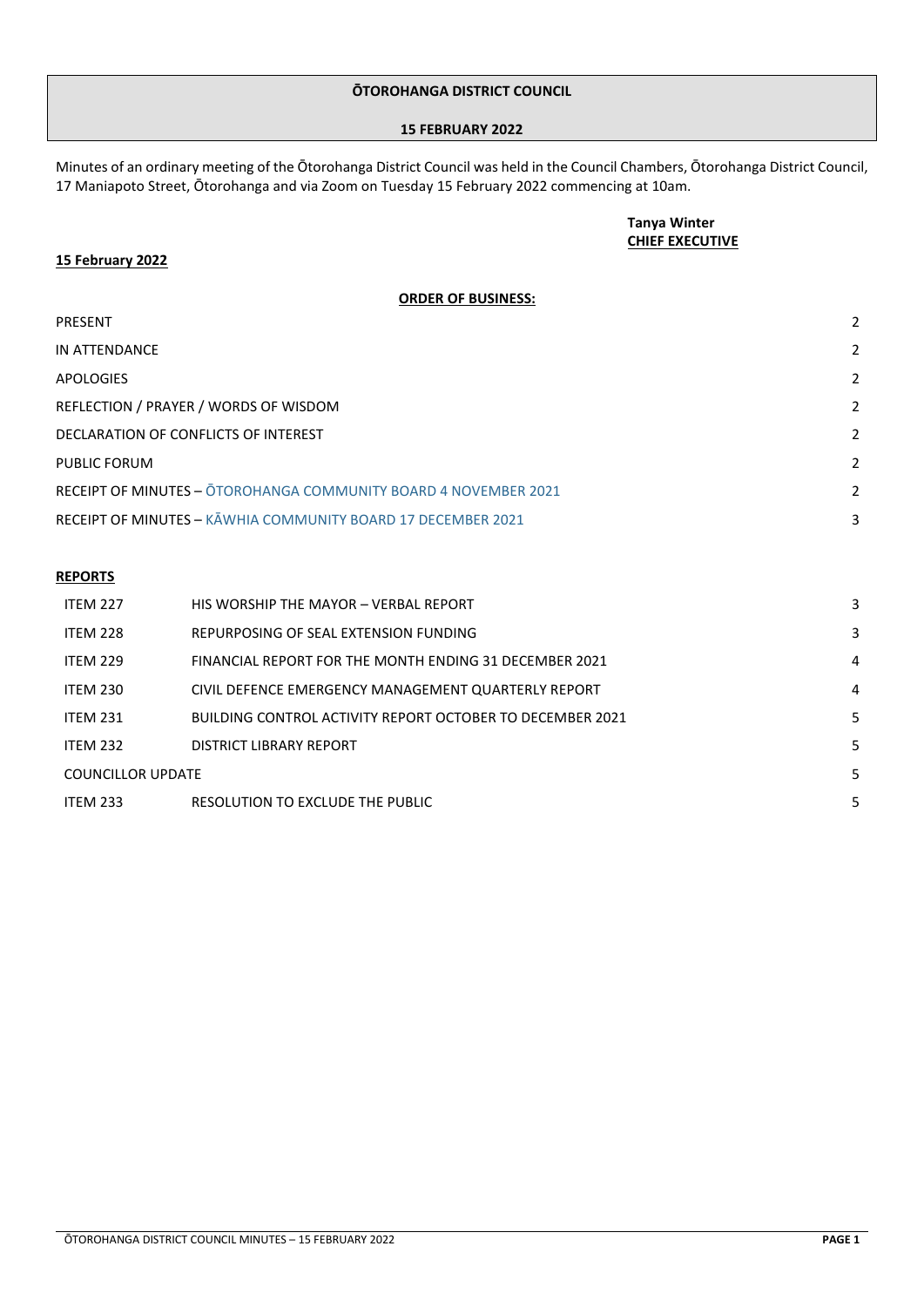**ŌTOROHANGA DISTRICT COUNCIL**

**15 FEBRUARY 2022**

Minutes of an ordinary meeting of the Ōtorohanga District Council was held in the Council Chambers, Ōtorohanga District Council, 17 Maniapoto Street, Ōtorohanga and via Zoom on Tuesday 15 February 2022 commencing at 10am.

**Tanya Winter**
**CHIEF EXECUTIVE**

**15 February 2022**

**ORDER OF BUSINESS:**

| | | |
|---|---|---|
| PRESENT | | 2 |
| IN ATTENDANCE | | 2 |
| APOLOGIES | | 2 |
| REFLECTION / PRAYER / WORDS OF WISDOM | | 2 |
| DECLARATION OF CONFLICTS OF INTEREST | | 2 |
| PUBLIC FORUM | | 2 |
| RECEIPT OF MINUTES – ŌTOROHANGA COMMUNITY BOARD 4 NOVEMBER 2021 | | 2 |
| RECEIPT OF MINUTES – KĀWHIA COMMUNITY BOARD 17 DECEMBER 2021 | | 3 |

**REPORTS**

| | | |
|---|---|---|
| ITEM 227 | HIS WORSHIP THE MAYOR – VERBAL REPORT | 3 |
| ITEM 228 | REPURPOSING OF SEAL EXTENSION FUNDING | 3 |
| ITEM 229 | FINANCIAL REPORT FOR THE MONTH ENDING 31 DECEMBER 2021 | 4 |
| ITEM 230 | CIVIL DEFENCE EMERGENCY MANAGEMENT QUARTERLY REPORT | 4 |
| ITEM 231 | BUILDING CONTROL ACTIVITY REPORT OCTOBER TO DECEMBER 2021 | 5 |
| ITEM 232 | DISTRICT LIBRARY REPORT | 5 |
| COUNCILLOR UPDATE | | 5 |
| ITEM 233 | RESOLUTION TO EXCLUDE THE PUBLIC | 5 |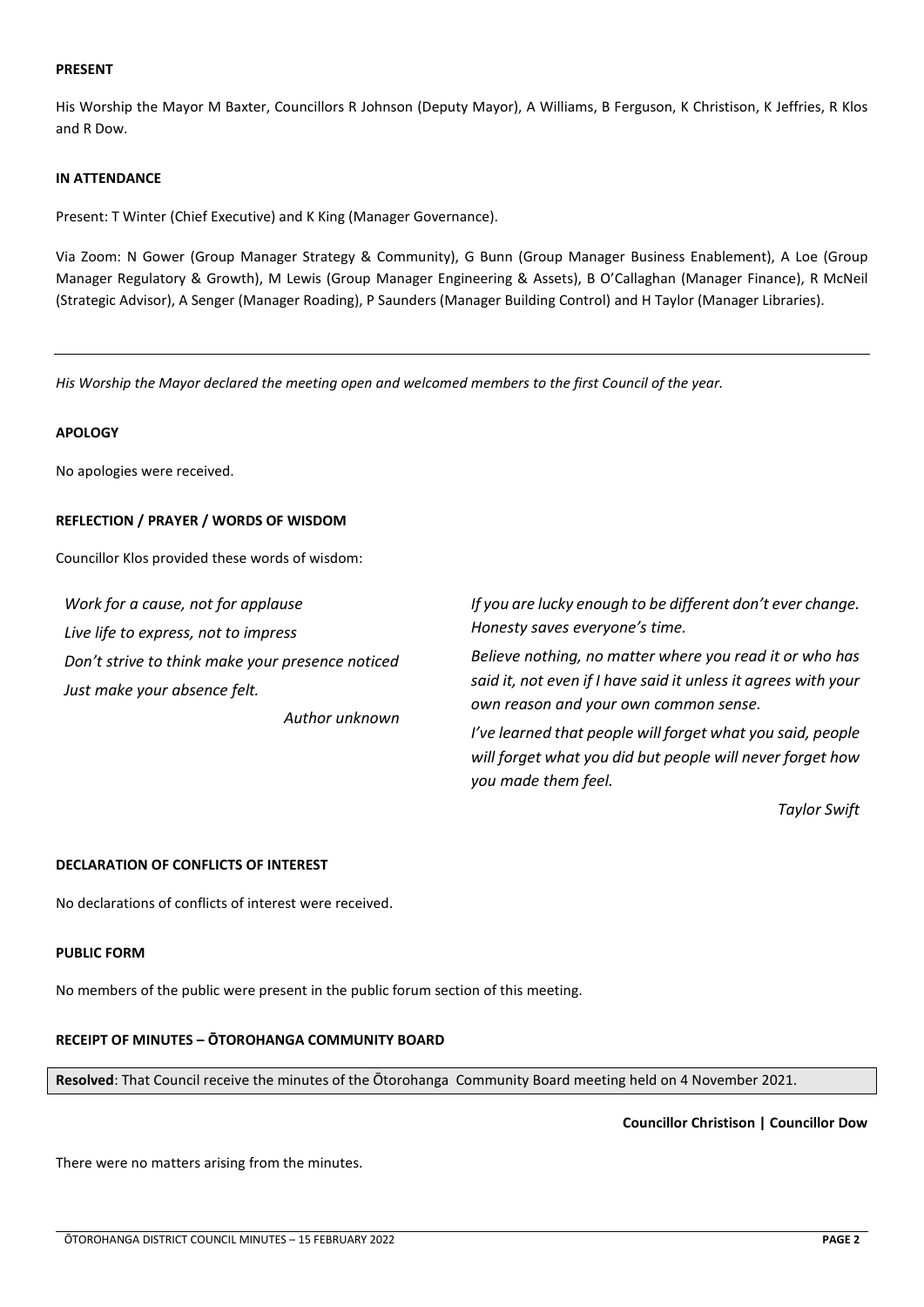**PRESENT**

His Worship the Mayor M Baxter, Councillors R Johnson (Deputy Mayor), A Williams, B Ferguson, K Christison, K Jeffries, R Klos and R Dow.

**IN ATTENDANCE**

Present: T Winter (Chief Executive) and K King (Manager Governance).

Via Zoom: N Gower (Group Manager Strategy & Community), G Bunn (Group Manager Business Enablement), A Loe (Group Manager Regulatory & Growth), M Lewis (Group Manager Engineering & Assets), B O'Callaghan (Manager Finance), R McNeil (Strategic Advisor), A Senger (Manager Roading), P Saunders (Manager Building Control) and H Taylor (Manager Libraries).

---

*His Worship the Mayor declared the meeting open and welcomed members to the first Council of the year.*

**APOLOGY**

No apologies were received.

**REFLECTION / PRAYER / WORDS OF WISDOM**

Councillor Klos provided these words of wisdom:

*Work for a cause, not for applause*
*Live life to express, not to impress*
*Don't strive to think make your presence noticed*
*Just make your absence felt.*

*Author unknown*

*If you are lucky enough to be different don't ever change. Honesty saves everyone's time.*

*Believe nothing, no matter where you read it or who has said it, not even if I have said it unless it agrees with your own reason and your own common sense.*

*I've learned that people will forget what you said, people will forget what you did but people will never forget how you made them feel.*

*Taylor Swift*

**DECLARATION OF CONFLICTS OF INTEREST**

No declarations of conflicts of interest were received.

**PUBLIC FORM**

No members of the public were present in the public forum section of this meeting.

**RECEIPT OF MINUTES – ŌTOROHANGA COMMUNITY BOARD**

**Resolved**: That Council receive the minutes of the Ōtorohanga Community Board meeting held on 4 November 2021.

**Councillor Christison | Councillor Dow**

There were no matters arising from the minutes.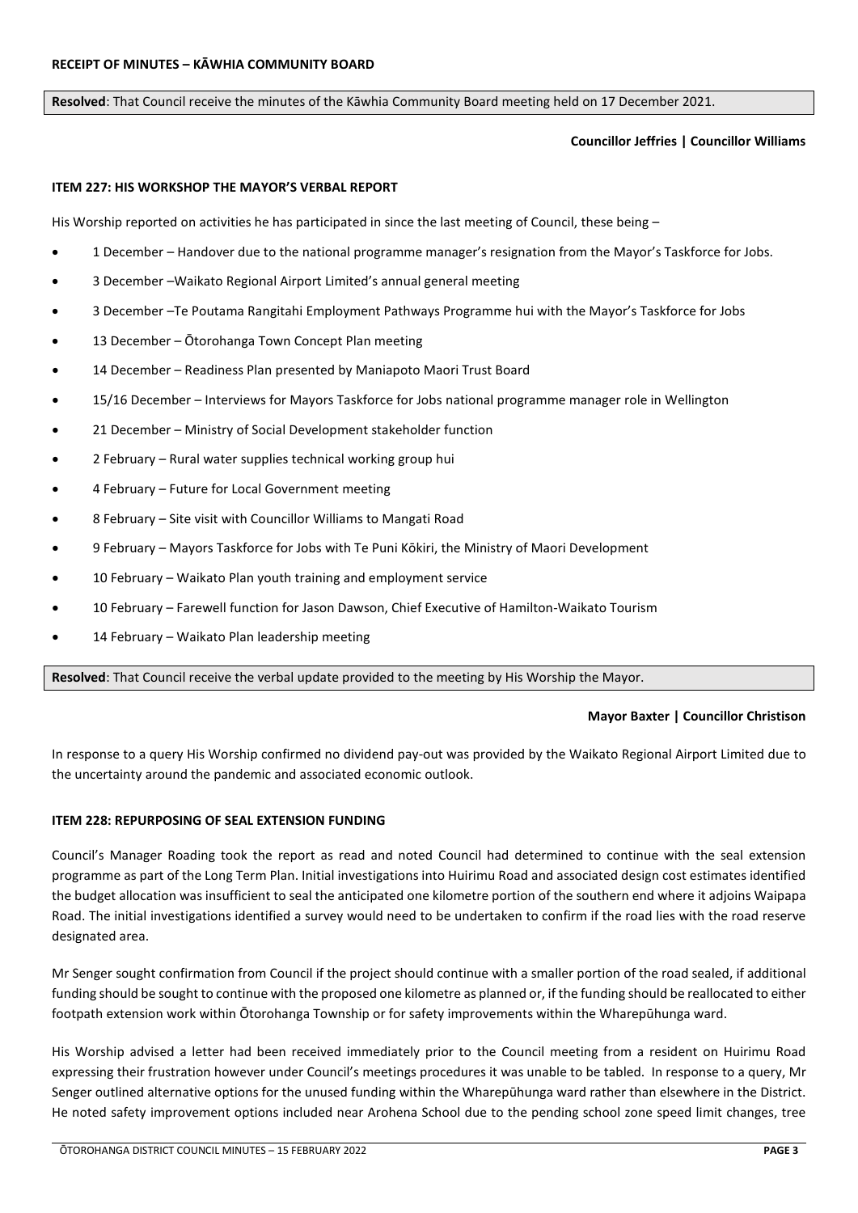**RECEIPT OF MINUTES – KĀWHIA COMMUNITY BOARD**

**Resolved**: That Council receive the minutes of the Kāwhia Community Board meeting held on 17 December 2021.

**Councillor Jeffries | Councillor Williams**

**ITEM 227: HIS WORKSHOP THE MAYOR'S VERBAL REPORT**

His Worship reported on activities he has participated in since the last meeting of Council, these being –

- 1 December – Handover due to the national programme manager's resignation from the Mayor's Taskforce for Jobs.
- 3 December –Waikato Regional Airport Limited's annual general meeting
- 3 December –Te Poutama Rangitahi Employment Pathways Programme hui with the Mayor's Taskforce for Jobs
- 13 December – Ōtorohanga Town Concept Plan meeting
- 14 December – Readiness Plan presented by Maniapoto Maori Trust Board
- 15/16 December – Interviews for Mayors Taskforce for Jobs national programme manager role in Wellington
- 21 December – Ministry of Social Development stakeholder function
- 2 February – Rural water supplies technical working group hui
- 4 February – Future for Local Government meeting
- 8 February – Site visit with Councillor Williams to Mangati Road
- 9 February – Mayors Taskforce for Jobs with Te Puni Kōkiri, the Ministry of Maori Development
- 10 February – Waikato Plan youth training and employment service
- 10 February – Farewell function for Jason Dawson, Chief Executive of Hamilton-Waikato Tourism
- 14 February – Waikato Plan leadership meeting

**Resolved**: That Council receive the verbal update provided to the meeting by His Worship the Mayor.

**Mayor Baxter | Councillor Christison**

In response to a query His Worship confirmed no dividend pay-out was provided by the Waikato Regional Airport Limited due to the uncertainty around the pandemic and associated economic outlook.

**ITEM 228: REPURPOSING OF SEAL EXTENSION FUNDING**

Council's Manager Roading took the report as read and noted Council had determined to continue with the seal extension programme as part of the Long Term Plan. Initial investigations into Huirimu Road and associated design cost estimates identified the budget allocation was insufficient to seal the anticipated one kilometre portion of the southern end where it adjoins Waipapa Road. The initial investigations identified a survey would need to be undertaken to confirm if the road lies with the road reserve designated area.

Mr Senger sought confirmation from Council if the project should continue with a smaller portion of the road sealed, if additional funding should be sought to continue with the proposed one kilometre as planned or, if the funding should be reallocated to either footpath extension work within Ōtorohanga Township or for safety improvements within the Wharepūhunga ward.

His Worship advised a letter had been received immediately prior to the Council meeting from a resident on Huirimu Road expressing their frustration however under Council's meetings procedures it was unable to be tabled. In response to a query, Mr Senger outlined alternative options for the unused funding within the Wharepūhunga ward rather than elsewhere in the District. He noted safety improvement options included near Arohena School due to the pending school zone speed limit changes, tree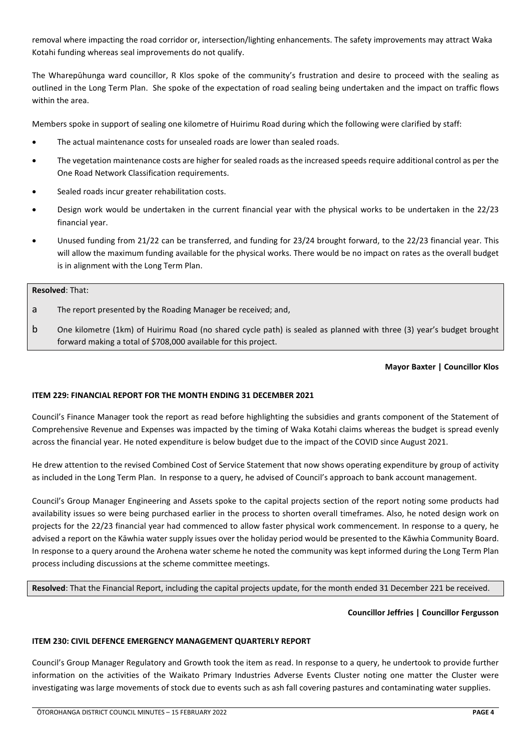removal where impacting the road corridor or, intersection/lighting enhancements. The safety improvements may attract Waka Kotahi funding whereas seal improvements do not qualify.

The Wharepūhunga ward councillor, R Klos spoke of the community's frustration and desire to proceed with the sealing as outlined in the Long Term Plan. She spoke of the expectation of road sealing being undertaken and the impact on traffic flows within the area.

Members spoke in support of sealing one kilometre of Huirimu Road during which the following were clarified by staff:

- The actual maintenance costs for unsealed roads are lower than sealed roads.
- The vegetation maintenance costs are higher for sealed roads as the increased speeds require additional control as per the One Road Network Classification requirements.
- Sealed roads incur greater rehabilitation costs.
- Design work would be undertaken in the current financial year with the physical works to be undertaken in the 22/23 financial year.
- Unused funding from 21/22 can be transferred, and funding for 23/24 brought forward, to the 22/23 financial year. This will allow the maximum funding available for the physical works. There would be no impact on rates as the overall budget is in alignment with the Long Term Plan.

**Resolved**: That:

a The report presented by the Roading Manager be received; and,

b One kilometre (1km) of Huirimu Road (no shared cycle path) is sealed as planned with three (3) year's budget brought forward making a total of $708,000 available for this project.

**Mayor Baxter | Councillor Klos**

### ITEM 229: FINANCIAL REPORT FOR THE MONTH ENDING 31 DECEMBER 2021

Council's Finance Manager took the report as read before highlighting the subsidies and grants component of the Statement of Comprehensive Revenue and Expenses was impacted by the timing of Waka Kotahi claims whereas the budget is spread evenly across the financial year. He noted expenditure is below budget due to the impact of the COVID since August 2021.

He drew attention to the revised Combined Cost of Service Statement that now shows operating expenditure by group of activity as included in the Long Term Plan. In response to a query, he advised of Council's approach to bank account management.

Council's Group Manager Engineering and Assets spoke to the capital projects section of the report noting some products had availability issues so were being purchased earlier in the process to shorten overall timeframes. Also, he noted design work on projects for the 22/23 financial year had commenced to allow faster physical work commencement. In response to a query, he advised a report on the Kāwhia water supply issues over the holiday period would be presented to the Kāwhia Community Board. In response to a query around the Arohena water scheme he noted the community was kept informed during the Long Term Plan process including discussions at the scheme committee meetings.

**Resolved**: That the Financial Report, including the capital projects update, for the month ended 31 December 221 be received.

**Councillor Jeffries | Councillor Fergusson**

### ITEM 230: CIVIL DEFENCE EMERGENCY MANAGEMENT QUARTERLY REPORT

Council's Group Manager Regulatory and Growth took the item as read. In response to a query, he undertook to provide further information on the activities of the Waikato Primary Industries Adverse Events Cluster noting one matter the Cluster were investigating was large movements of stock due to events such as ash fall covering pastures and contaminating water supplies.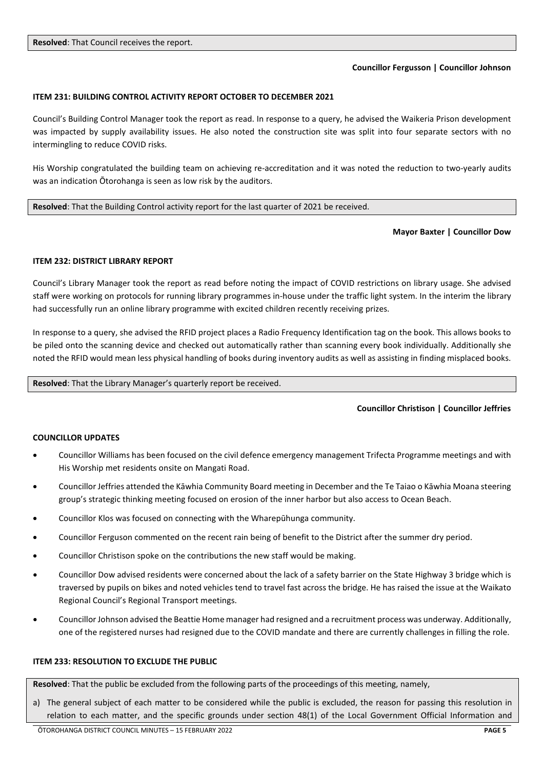**Resolved**: That Council receives the report.

**Councillor Fergusson | Councillor Johnson**

**ITEM 231: BUILDING CONTROL ACTIVITY REPORT OCTOBER TO DECEMBER 2021**

Council's Building Control Manager took the report as read. In response to a query, he advised the Waikeria Prison development was impacted by supply availability issues. He also noted the construction site was split into four separate sectors with no intermingling to reduce COVID risks.

His Worship congratulated the building team on achieving re-accreditation and it was noted the reduction to two-yearly audits was an indication Ōtorohanga is seen as low risk by the auditors.

**Resolved**: That the Building Control activity report for the last quarter of 2021 be received.

**Mayor Baxter | Councillor Dow**

**ITEM 232: DISTRICT LIBRARY REPORT**

Council's Library Manager took the report as read before noting the impact of COVID restrictions on library usage. She advised staff were working on protocols for running library programmes in-house under the traffic light system. In the interim the library had successfully run an online library programme with excited children recently receiving prizes.

In response to a query, she advised the RFID project places a Radio Frequency Identification tag on the book. This allows books to be piled onto the scanning device and checked out automatically rather than scanning every book individually. Additionally she noted the RFID would mean less physical handling of books during inventory audits as well as assisting in finding misplaced books.

**Resolved**: That the Library Manager's quarterly report be received.

**Councillor Christison | Councillor Jeffries**

**COUNCILLOR UPDATES**

- Councillor Williams has been focused on the civil defence emergency management Trifecta Programme meetings and with His Worship met residents onsite on Mangati Road.
- Councillor Jeffries attended the Kāwhia Community Board meeting in December and the Te Taiao o Kāwhia Moana steering group's strategic thinking meeting focused on erosion of the inner harbor but also access to Ocean Beach.
- Councillor Klos was focused on connecting with the Wharepūhunga community.
- Councillor Ferguson commented on the recent rain being of benefit to the District after the summer dry period.
- Councillor Christison spoke on the contributions the new staff would be making.
- Councillor Dow advised residents were concerned about the lack of a safety barrier on the State Highway 3 bridge which is traversed by pupils on bikes and noted vehicles tend to travel fast across the bridge. He has raised the issue at the Waikato Regional Council's Regional Transport meetings.
- Councillor Johnson advised the Beattie Home manager had resigned and a recruitment process was underway. Additionally, one of the registered nurses had resigned due to the COVID mandate and there are currently challenges in filling the role.

**ITEM 233: RESOLUTION TO EXCLUDE THE PUBLIC**

**Resolved**: That the public be excluded from the following parts of the proceedings of this meeting, namely,

a) The general subject of each matter to be considered while the public is excluded, the reason for passing this resolution in relation to each matter, and the specific grounds under section 48(1) of the Local Government Official Information and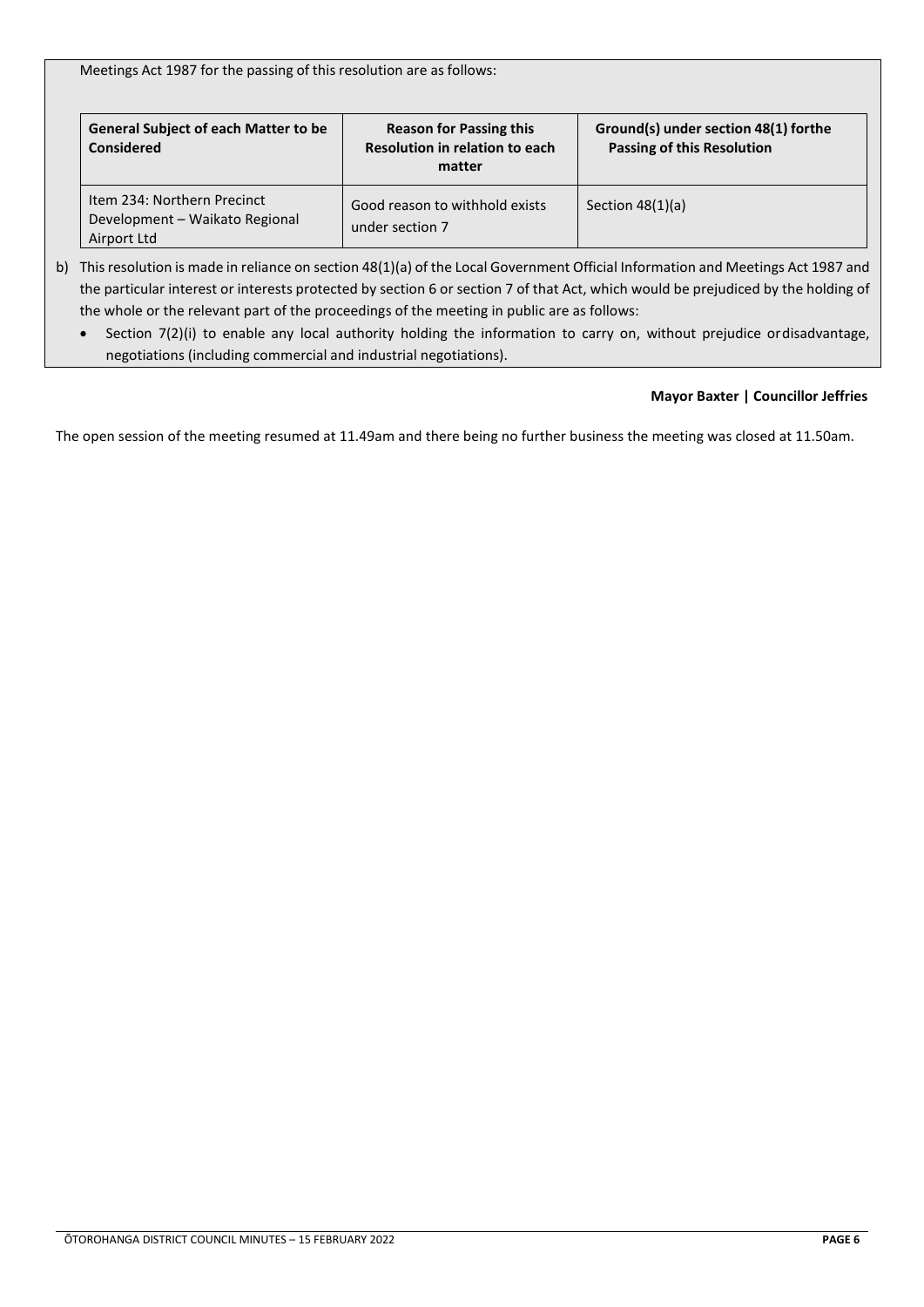Meetings Act 1987 for the passing of this resolution are as follows:

| General Subject of each Matter to be Considered | Reason for Passing this Resolution in relation to each matter | Ground(s) under section 48(1) forthe Passing of this Resolution |
|---|---|---|
| Item 234: Northern Precinct Development – Waikato Regional Airport Ltd | Good reason to withhold exists under section 7 | Section 48(1)(a) |

b) This resolution is made in reliance on section 48(1)(a) of the Local Government Official Information and Meetings Act 1987 and the particular interest or interests protected by section 6 or section 7 of that Act, which would be prejudiced by the holding of the whole or the relevant part of the proceedings of the meeting in public are as follows:

- Section 7(2)(i) to enable any local authority holding the information to carry on, without prejudice ordisadvantage, negotiations (including commercial and industrial negotiations).

**Mayor Baxter | Councillor Jeffries**

The open session of the meeting resumed at 11.49am and there being no further business the meeting was closed at 11.50am.